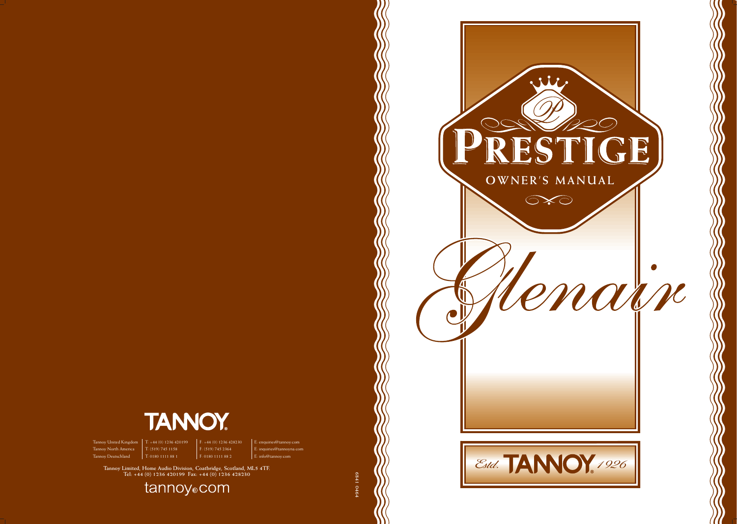# PRESTIGE

## OWNER'S MANUAL

# Glenair

Estd. TANNOY 1926

TANNOY

| | | | |
|---|---|---|---|
| Tannoy United Kingdom | T: +44 (0) 1236 420199 | F: +44 (0) 1236 428230 | E: enquiries@tannoy.com |
| Tannoy North America | T: (519) 745 1158 | F: (519) 745 2364 | E: inquiries@tannoyna.com |
| Tannoy Deutschland | T: 0180 1111 88 1 | F: 0180 1111 88 2 | E: info@tannoy.com |

**Tannoy Limited, Home Audio Division, Coatbridge, Scotland, ML5 4TF.**
**Tel: +44 (0) 1236 420199 Fax: +44 (0) 1236 428230**

tannoy.com

6841 0464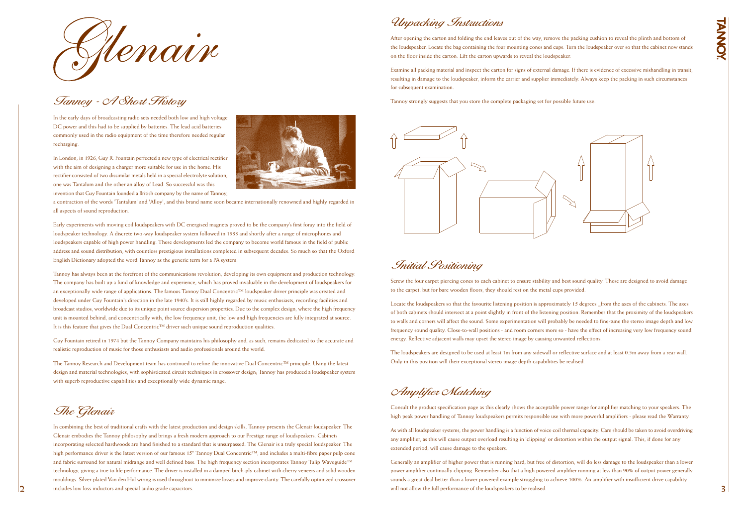# Glenair

## Tannoy - A Short History

In the early days of broadcasting radio sets needed both low and high voltage DC power and this had to be supplied by batteries. The lead acid batteries commonly used in the radio equipment of the time therefore needed regular recharging.

In London, in 1926, Guy R. Fountain perfected a new type of electrical rectifier with the aim of designing a charger more suitable for use in the home. His rectifier consisted of two dissimilar metals held in a special electrolyte solution, one was Tantalum and the other an alloy of Lead. So successful was this invention that Guy Fountain founded a British company by the name of Tannoy, a contraction of the words 'Tantalum' and 'Alloy', and this brand name soon became internationally renowned and highly regarded in all aspects of sound reproduction.

Early experiments with moving coil loudspeakers with DC energised magnets proved to be the company's first foray into the field of loudspeaker technology. A discrete two-way loudspeaker system followed in 1933 and shortly after a range of microphones and loudspeakers capable of high power handling. These developments led the company to become world famous in the field of public address and sound distribution, with countless prestigious installations completed in subsequent decades. So much so that the Oxford English Dictionary adopted the word Tannoy as the generic term for a PA system.

Tannoy has always been at the forefront of the communications revolution, developing its own equipment and production technology. The company has built up a fund of knowledge and experience, which has proved invaluable in the development of loudspeakers for an exceptionally wide range of applications. The famous Tannoy Dual Concentric™ loudspeaker driver principle was created and developed under Guy Fountain's direction in the late 1940's. It is still highly regarded by music enthusiasts, recording facilities and broadcast studios, worldwide due to its unique point source dispersion properties. Due to the complex design, where the high frequency unit is mounted behind, and concentrically with, the low frequency unit, the low and high frequencies are fully integrated at source. It is this feature that gives the Dual Concentric™ driver such unique sound reproduction qualities.

Guy Fountain retired in 1974 but the Tannoy Company maintains his philosophy and, as such, remains dedicated to the accurate and realistic reproduction of music for those enthusiasts and audio professionals around the world.

The Tannoy Research and Development team has continued to refine the innovative Dual Concentric™ principle. Using the latest design and material technologies, with sophisticated circuit techniques in crossover design, Tannoy has produced a loudspeaker system with superb reproductive capabilities and exceptionally wide dynamic range.

## The Glenair

In combining the best of traditional crafts with the latest production and design skills, Tannoy presents the Glenair loudspeaker. The Glenair embodies the Tannoy philosophy and brings a fresh modern approach to our Prestige range of loudspeakers. Cabinets incorporating selected hardwoods are hand finished to a standard that is unsurpassed. The Glenair is a truly special loudspeaker. The high performance driver is the latest version of our famous 15" Tannoy Dual Concentric™, and includes a multi-fibre paper pulp cone and fabric surround for natural midrange and well defined bass. The high frequency section incorporates Tannoy Tulip Waveguide™ technology, giving a true to life performance. The driver is installed in a damped birch-ply cabinet with cherry veneers and solid wooden mouldings. Silver-plated Van den Hul wiring is used throughout to minimize losses and improve clarity. The carefully optimized crossover includes low loss inductors and special audio grade capacitors.

## Unpacking Instructions

After opening the carton and folding the end leaves out of the way, remove the packing cushion to reveal the plinth and bottom of the loudspeaker. Locate the bag containing the four mounting cones and cups. Turn the loudspeaker over so that the cabinet now stands on the floor inside the carton. Lift the carton upwards to reveal the loudspeaker.

Examine all packing material and inspect the carton for signs of external damage. If there is evidence of excessive mishandling in transit, resulting in damage to the loudspeaker, inform the carrier and supplier immediately. Always keep the packing in such circumstances for subsequent examination.

Tannoy strongly suggests that you store the complete packaging set for possible future use.

## Initial Positioning

Screw the four carpet piercing cones to each cabinet to ensure stability and best sound quality. These are designed to avoid damage to the carpet, but for bare wooden floors, they should rest on the metal cups provided.

Locate the loudspeakers so that the favourite listening position is approximately 15 degrees _from the axes of the cabinets. The axes of both cabinets should intersect at a point slightly in front of the listening position. Remember that the proximity of the loudspeakers to walls and corners will affect the sound. Some experimentation will probably be needed to fine-tune the stereo image depth and low frequency sound quality. Close-to-wall positions - and room corners more so - have the effect of increasing very low frequency sound energy. Reflective adjacent walls may upset the stereo image by causing unwanted reflections.

The loudspeakers are designed to be used at least 1m from any sidewall or reflective surface and at least 0.5m away from a rear wall. Only in this position will their exceptional stereo image depth capabilities be realised.

## Amplifier Matching

Consult the product specification page as this clearly shows the acceptable power range for amplifier matching to your speakers. The high peak power handling of Tannoy loudspeakers permits responsible use with more powerful amplifiers - please read the Warranty.

As with all loudspeaker systems, the power handling is a function of voice coil thermal capacity. Care should be taken to avoid overdriving any amplifier, as this will cause output overload resulting in 'clipping' or distortion within the output signal. This, if done for any extended period, will cause damage to the speakers.

Generally an amplifier of higher power that is running hard, but free of distortion, will do less damage to the loudspeaker than a lower power amplifier continually clipping. Remember also that a high powered amplifier running at less than 90% of output power generally sounds a great deal better than a lower powered example struggling to achieve 100%. An amplifier with insufficient drive capability will not allow the full performance of the loudspeakers to be realised.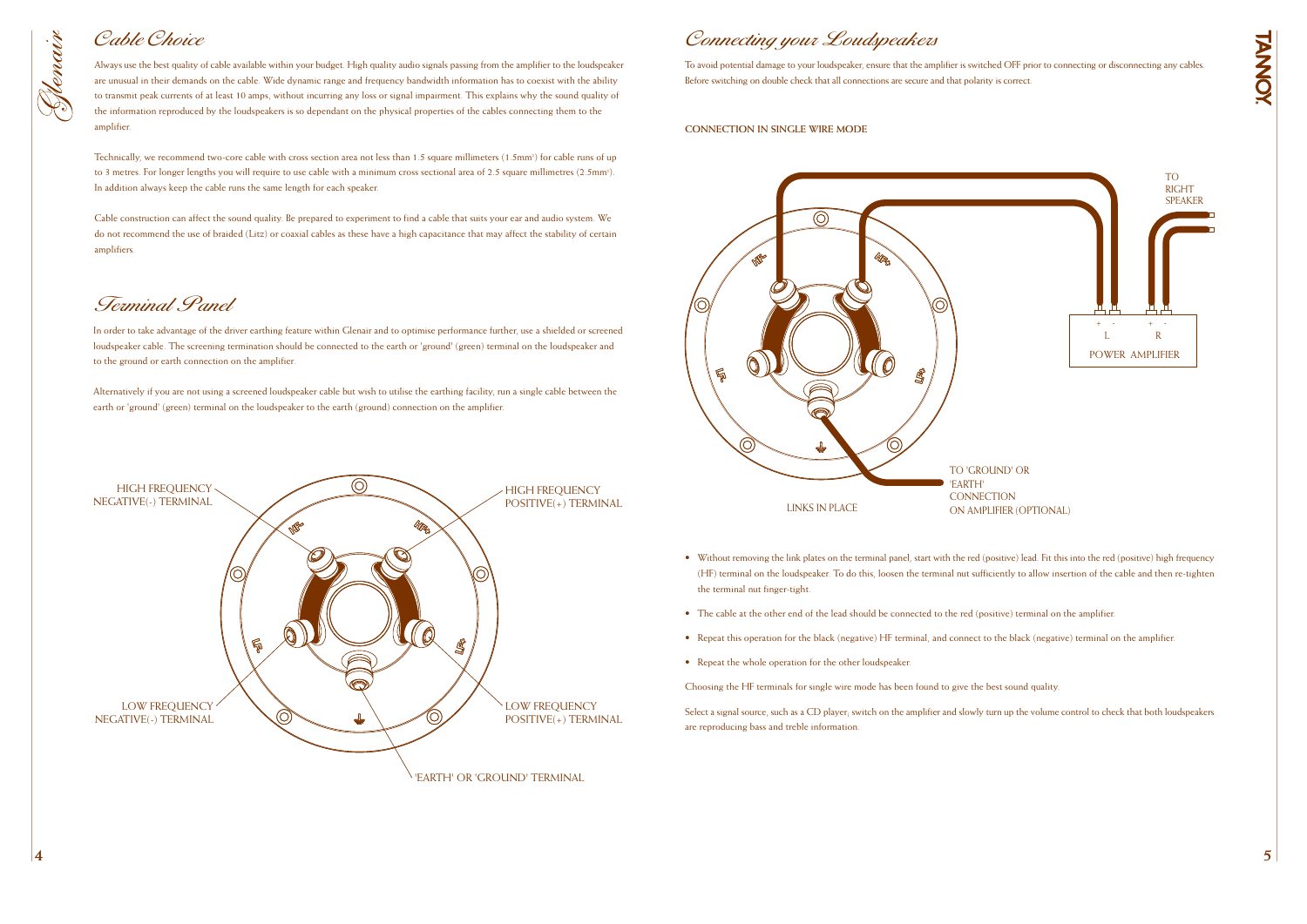## Cable Choice

Always use the best quality of cable available within your budget. High quality audio signals passing from the amplifier to the loudspeaker are unusual in their demands on the cable. Wide dynamic range and frequency bandwidth information has to coexist with the ability to transmit peak currents of at least 10 amps, without incurring any loss or signal impairment. This explains why the sound quality of the information reproduced by the loudspeakers is so dependant on the physical properties of the cables connecting them to the amplifier.

Technically, we recommend two-core cable with cross section area not less than 1.5 square millimeters (1.5mm²) for cable runs of up to 3 metres. For longer lengths you will require to use cable with a minimum cross sectional area of 2.5 square millimetres (2.5mm²). In addition always keep the cable runs the same length for each speaker.

Cable construction can affect the sound quality. Be prepared to experiment to find a cable that suits your ear and audio system. We do not recommend the use of braided (Litz) or coaxial cables as these have a high capacitance that may affect the stability of certain amplifiers.

## Terminal Panel

In order to take advantage of the driver earthing feature within Glenair and to optimise performance further, use a shielded or screened loudspeaker cable. The screening termination should be connected to the earth or 'ground' (green) terminal on the loudspeaker and to the ground or earth connection on the amplifier.

Alternatively if you are not using a screened loudspeaker cable but wish to utilise the earthing facility, run a single cable between the earth or 'ground' (green) terminal on the loudspeaker to the earth (ground) connection on the amplifier.

HIGH FREQUENCY NEGATIVE(-) TERMINAL

HIGH FREQUENCY POSITIVE(+) TERMINAL

LOW FREQUENCY NEGATIVE(-) TERMINAL

LOW FREQUENCY POSITIVE(+) TERMINAL

'EARTH' OR 'GROUND' TERMINAL

## Connecting your Loudspeakers

To avoid potential damage to your loudspeaker, ensure that the amplifier is switched OFF prior to connecting or disconnecting any cables. Before switching on double check that all connections are secure and that polarity is correct.

### CONNECTION IN SINGLE WIRE MODE

TO RIGHT SPEAKER

POWER AMPLIFIER

LINKS IN PLACE

TO 'GROUND' OR 'EARTH' CONNECTION ON AMPLIFIER (OPTIONAL)

- Without removing the link plates on the terminal panel, start with the red (positive) lead. Fit this into the red (positive) high frequency (HF) terminal on the loudspeaker. To do this, loosen the terminal nut sufficiently to allow insertion of the cable and then re-tighten the terminal nut finger-tight.
- The cable at the other end of the lead should be connected to the red (positive) terminal on the amplifier.
- Repeat this operation for the black (negative) HF terminal, and connect to the black (negative) terminal on the amplifier.
- Repeat the whole operation for the other loudspeaker.

Choosing the HF terminals for single wire mode has been found to give the best sound quality.

Select a signal source, such as a CD player, switch on the amplifier and slowly turn up the volume control to check that both loudspeakers are reproducing bass and treble information.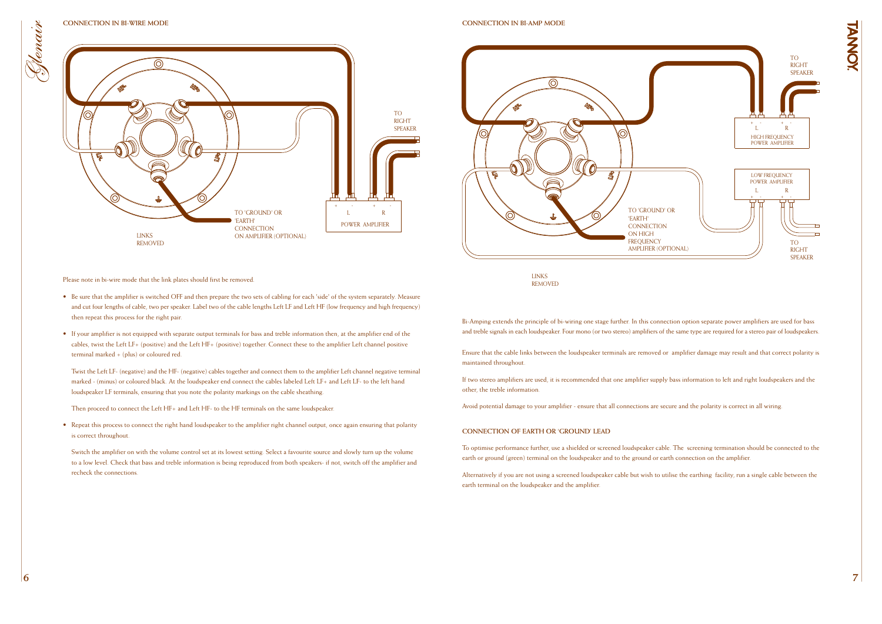## CONNECTION IN BI-WIRE MODE

TO RIGHT SPEAKER

TO 'GROUND' OR 'EARTH' CONNECTION ON AMPLIFIER (OPTIONAL)

LINKS REMOVED

POWER AMPLIFIER

Please note in bi-wire mode that the link plates should first be removed.

- Be sure that the amplifier is switched OFF and then prepare the two sets of cabling for each 'side' of the system separately. Measure and cut four lengths of cable, two per speaker. Label two of the cable lengths Left LF and Left HF (low frequency and high frequency) then repeat this process for the right pair.
- If your amplifier is not equipped with separate output terminals for bass and treble information then, at the amplifier end of the cables, twist the Left LF+ (positive) and the Left HF+ (positive) together. Connect these to the amplifier Left channel positive terminal marked + (plus) or coloured red.

  Twist the Left LF- (negative) and the HF- (negative) cables together and connect them to the amplifier Left channel negative terminal marked - (minus) or coloured black. At the loudspeaker end connect the cables labeled Left LF+ and Left LF- to the left hand loudspeaker LF terminals, ensuring that you note the polarity markings on the cable sheathing.

  Then proceed to connect the Left HF+ and Left HF- to the HF terminals on the same loudspeaker.

- Repeat this process to connect the right hand loudspeaker to the amplifier right channel output, once again ensuring that polarity is correct throughout.

  Switch the amplifier on with the volume control set at its lowest setting. Select a favourite source and slowly turn up the volume to a low level. Check that bass and treble information is being reproduced from both speakers- if not, switch off the amplifier and recheck the connections.

## CONNECTION IN BI-AMP MODE

TO RIGHT SPEAKER

HIGH FREQUENCY POWER AMPLIFIER

LOW FREQUENCY POWER AMPLIFIER

TO 'GROUND' OR 'EARTH' CONNECTION ON HIGH FREQUENCY AMPLIFIER (OPTIONAL)

TO RIGHT SPEAKER

LINKS REMOVED

Bi-Amping extends the principle of bi-wiring one stage further. In this connection option separate power amplifiers are used for bass and treble signals in each loudspeaker. Four mono (or two stereo) amplifiers of the same type are required for a stereo pair of loudspeakers.

Ensure that the cable links between the loudspeaker terminals are removed or amplifier damage may result and that correct polarity is maintained throughout.

If two stereo amplifiers are used, it is recommended that one amplifier supply bass information to left and right loudspeakers and the other, the treble information.

Avoid potential damage to your amplifier - ensure that all connections are secure and the polarity is correct in all wiring.

### CONNECTION OF EARTH OR 'GROUND' LEAD

To optimise performance further, use a shielded or screened loudspeaker cable. The screening termination should be connected to the earth or ground (green) terminal on the loudspeaker and to the ground or earth connection on the amplifier.

Alternatively if you are not using a screened loudspeaker cable but wish to utilise the earthing facility, run a single cable between the earth terminal on the loudspeaker and the amplifier.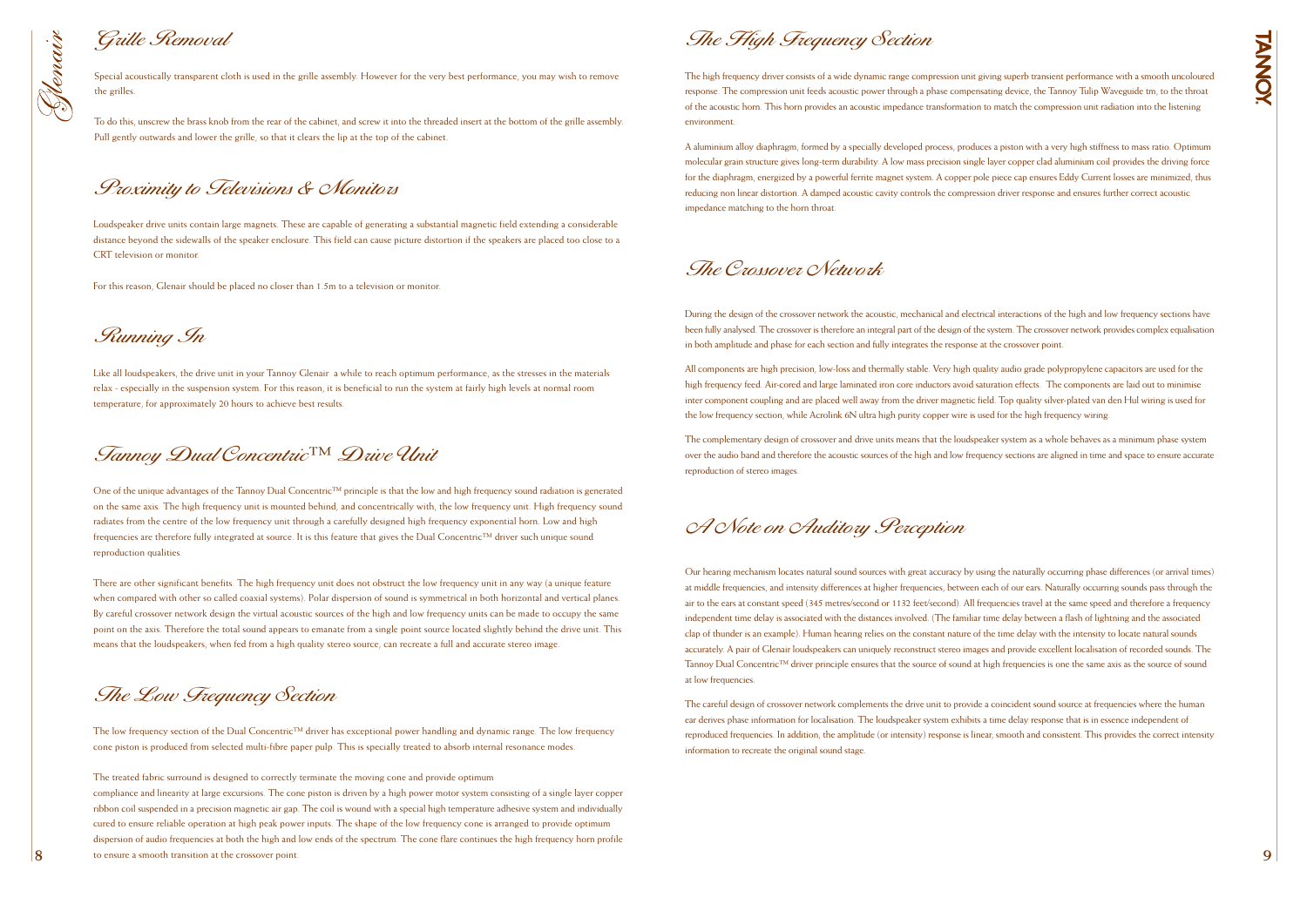## Grille Removal

Special acoustically transparent cloth is used in the grille assembly. However for the very best performance, you may wish to remove the grilles.

To do this, unscrew the brass knob from the rear of the cabinet, and screw it into the threaded insert at the bottom of the grille assembly. Pull gently outwards and lower the grille, so that it clears the lip at the top of the cabinet.

## Proximity to Televisions & Monitors

Loudspeaker drive units contain large magnets. These are capable of generating a substantial magnetic field extending a considerable distance beyond the sidewalls of the speaker enclosure. This field can cause picture distortion if the speakers are placed too close to a CRT television or monitor.

For this reason, Glenair should be placed no closer than 1.5m to a television or monitor.

## Running In

Like all loudspeakers, the drive unit in your Tannoy Glenair a while to reach optimum performance, as the stresses in the materials relax - especially in the suspension system. For this reason, it is beneficial to run the system at fairly high levels at normal room temperature, for approximately 20 hours to achieve best results.

## Tannoy Dual Concentric™ Drive Unit

One of the unique advantages of the Tannoy Dual Concentric™ principle is that the low and high frequency sound radiation is generated on the same axis. The high frequency unit is mounted behind, and concentrically with, the low frequency unit. High frequency sound radiates from the centre of the low frequency unit through a carefully designed high frequency exponential horn. Low and high frequencies are therefore fully integrated at source. It is this feature that gives the Dual Concentric™ driver such unique sound reproduction qualities.

There are other significant benefits. The high frequency unit does not obstruct the low frequency unit in any way (a unique feature when compared with other so called coaxial systems). Polar dispersion of sound is symmetrical in both horizontal and vertical planes. By careful crossover network design the virtual acoustic sources of the high and low frequency units can be made to occupy the same point on the axis. Therefore the total sound appears to emanate from a single point source located slightly behind the drive unit. This means that the loudspeakers, when fed from a high quality stereo source, can recreate a full and accurate stereo image.

## The Low Frequency Section

The low frequency section of the Dual Concentric™ driver has exceptional power handling and dynamic range. The low frequency cone piston is produced from selected multi-fibre paper pulp. This is specially treated to absorb internal resonance modes.

The treated fabric surround is designed to correctly terminate the moving cone and provide optimum compliance and linearity at large excursions. The cone piston is driven by a high power motor system consisting of a single layer copper ribbon coil suspended in a precision magnetic air gap. The coil is wound with a special high temperature adhesive system and individually cured to ensure reliable operation at high peak power inputs. The shape of the low frequency cone is arranged to provide optimum dispersion of audio frequencies at both the high and low ends of the spectrum. The cone flare continues the high frequency horn profile to ensure a smooth transition at the crossover point.

## The High Frequency Section

The high frequency driver consists of a wide dynamic range compression unit giving superb transient performance with a smooth uncoloured response. The compression unit feeds acoustic power through a phase compensating device, the Tannoy Tulip Waveguide tm, to the throat of the acoustic horn. This horn provides an acoustic impedance transformation to match the compression unit radiation into the listening environment.

A aluminium alloy diaphragm, formed by a specially developed process, produces a piston with a very high stiffness to mass ratio. Optimum molecular grain structure gives long-term durability. A low mass precision single layer copper clad aluminium coil provides the driving force for the diaphragm, energized by a powerful ferrite magnet system. A copper pole piece cap ensures Eddy Current losses are minimized, thus reducing non linear distortion. A damped acoustic cavity controls the compression driver response and ensures further correct acoustic impedance matching to the horn throat.

## The Crossover Network

During the design of the crossover network the acoustic, mechanical and electrical interactions of the high and low frequency sections have been fully analysed. The crossover is therefore an integral part of the design of the system. The crossover network provides complex equalisation in both amplitude and phase for each section and fully integrates the response at the crossover point.

All components are high precision, low-loss and thermally stable. Very high quality audio grade polypropylene capacitors are used for the high frequency feed. Air-cored and large laminated iron core inductors avoid saturation effects. The components are laid out to minimise inter component coupling and are placed well away from the driver magnetic field. Top quality silver-plated van den Hul wiring is used for the low frequency section, while Acrolink 6N ultra high purity copper wire is used for the high frequency wiring.

The complementary design of crossover and drive units means that the loudspeaker system as a whole behaves as a minimum phase system over the audio band and therefore the acoustic sources of the high and low frequency sections are aligned in time and space to ensure accurate reproduction of stereo images.

## A Note on Auditory Perception

Our hearing mechanism locates natural sound sources with great accuracy by using the naturally occurring phase differences (or arrival times) at middle frequencies, and intensity differences at higher frequencies, between each of our ears. Naturally occurring sounds pass through the air to the ears at constant speed (345 metres/second or 1132 feet/second). All frequencies travel at the same speed and therefore a frequency independent time delay is associated with the distances involved. (The familiar time delay between a flash of lightning and the associated clap of thunder is an example). Human hearing relies on the constant nature of the time delay with the intensity to locate natural sounds accurately. A pair of Glenair loudspeakers can uniquely reconstruct stereo images and provide excellent localisation of recorded sounds. The Tannoy Dual Concentric™ driver principle ensures that the source of sound at high frequencies is one the same axis as the source of sound at low frequencies.

The careful design of crossover network complements the drive unit to provide a coincident sound source at frequencies where the human ear derives phase information for localisation. The loudspeaker system exhibits a time delay response that is in essence independent of reproduced frequencies. In addition, the amplitude (or intensity) response is linear, smooth and consistent. This provides the correct intensity information to recreate the original sound stage.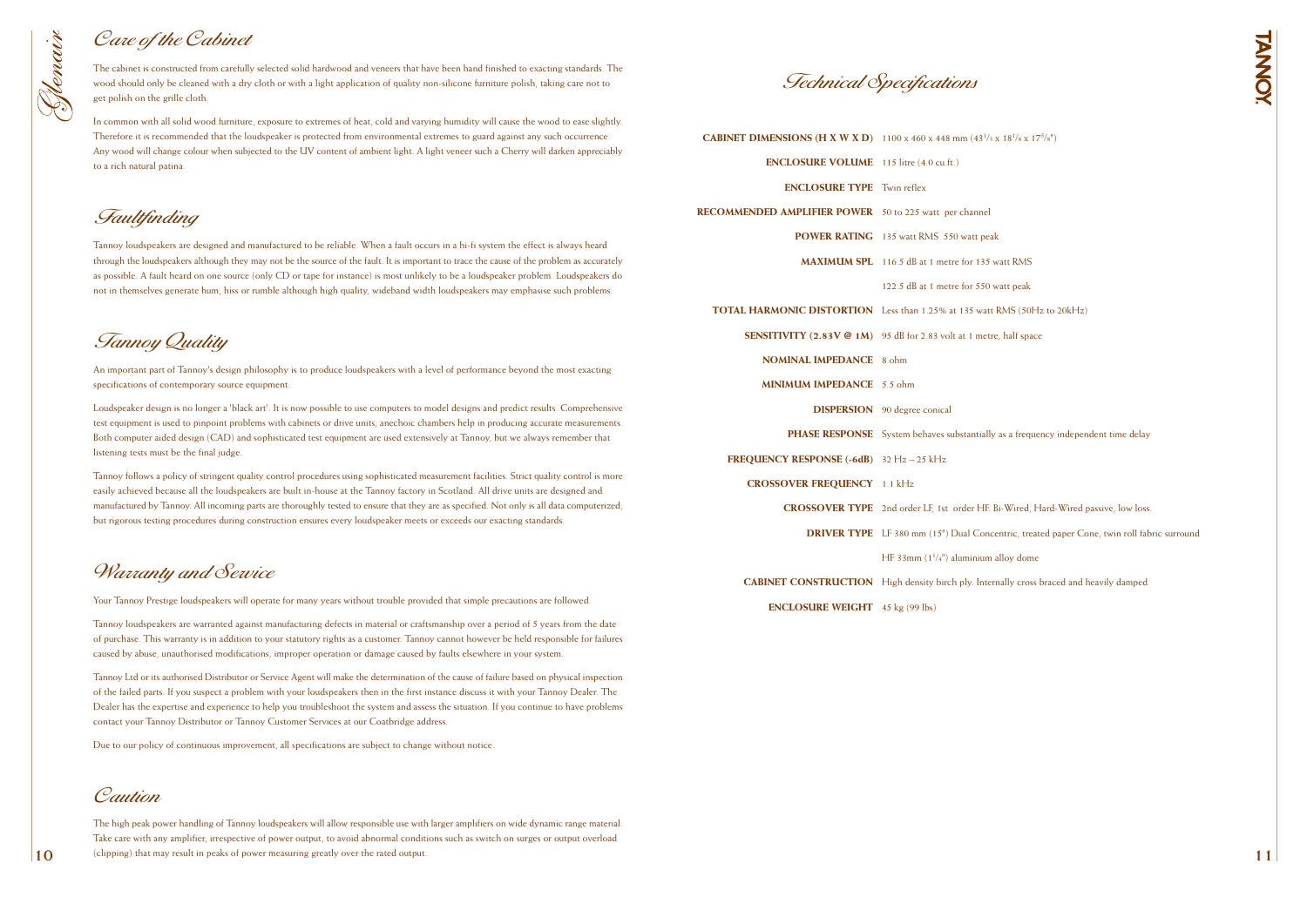## Care of the Cabinet

The cabinet is constructed from carefully selected solid hardwood and veneers that have been hand finished to exacting standards. The wood should only be cleaned with a dry cloth or with a light application of quality non-silicone furniture polish, taking care not to get polish on the grille cloth.

In common with all solid wood furniture, exposure to extremes of heat, cold and varying humidity will cause the wood to ease slightly. Therefore it is recommended that the loudspeaker is protected from environmental extremes to guard against any such occurrence. Any wood will change colour when subjected to the UV content of ambient light. A light veneer such a Cherry will darken appreciably to a rich natural patina.

## Faultfinding

Tannoy loudspeakers are designed and manufactured to be reliable. When a fault occurs in a hi-fi system the effect is always heard through the loudspeakers although they may not be the source of the fault. It is important to trace the cause of the problem as accurately as possible. A fault heard on one source (only CD or tape for instance) is most unlikely to be a loudspeaker problem. Loudspeakers do not in themselves generate hum, hiss or rumble although high quality, wideband width loudspeakers may emphasise such problems.

## Tannoy Quality

An important part of Tannoy's design philosophy is to produce loudspeakers with a level of performance beyond the most exacting specifications of contemporary source equipment.

Loudspeaker design is no longer a 'black art'. It is now possible to use computers to model designs and predict results. Comprehensive test equipment is used to pinpoint problems with cabinets or drive units, anechoic chambers help in producing accurate measurements. Both computer aided design (CAD) and sophisticated test equipment are used extensively at Tannoy, but we always remember that listening tests must be the final judge.

Tannoy follows a policy of stringent quality control procedures using sophisticated measurement facilities. Strict quality control is more easily achieved because all the loudspeakers are built in-house at the Tannoy factory in Scotland. All drive units are designed and manufactured by Tannoy. All incoming parts are thoroughly tested to ensure that they are as specified. Not only is all data computerized, but rigorous testing procedures during construction ensures every loudspeaker meets or exceeds our exacting standards.

## Warranty and Service

Your Tannoy Prestige loudspeakers will operate for many years without trouble provided that simple precautions are followed.

Tannoy loudspeakers are warranted against manufacturing defects in material or craftsmanship over a period of 5 years from the date of purchase. This warranty is in addition to your statutory rights as a customer. Tannoy cannot however be held responsible for failures caused by abuse, unauthorised modifications, improper operation or damage caused by faults elsewhere in your system.

Tannoy Ltd or its authorised Distributor or Service Agent will make the determination of the cause of failure based on physical inspection of the failed parts. If you suspect a problem with your loudspeakers then in the first instance discuss it with your Tannoy Dealer. The Dealer has the expertise and experience to help you troubleshoot the system and assess the situation. If you continue to have problems contact your Tannoy Distributor or Tannoy Customer Services at our Coatbridge address.

Due to our policy of continuous improvement, all specifications are subject to change without notice.

## Caution

The high peak power handling of Tannoy loudspeakers will allow responsible use with larger amplifiers on wide dynamic range material. Take care with any amplifier, irrespective of power output, to avoid abnormal conditions such as switch on surges or output overload (clipping) that may result in peaks of power measuring greatly over the rated output.

## Technical Specifications

| | |
|---|---|
| **CABINET DIMENSIONS (H X W X D)** | 1100 x 460 x 448 mm (43 1/3 x 18 1/8 x 17 5/8") |
| **ENCLOSURE VOLUME** | 115 litre (4.0 cu.ft.) |
| **ENCLOSURE TYPE** | Twin reflex |
| **RECOMMENDED AMPLIFIER POWER** | 50 to 225 watt per channel |
| **POWER RATING** | 135 watt RMS 550 watt peak |
| **MAXIMUM SPL** | 116.5 dB at 1 metre for 135 watt RMS<br>122.5 dB at 1 metre for 550 watt peak |
| **TOTAL HARMONIC DISTORTION** | Less than 1.25% at 135 watt RMS (50Hz to 20kHz) |
| **SENSITIVITY (2.83V @ 1M)** | 95 dB for 2.83 volt at 1 metre, half space |
| **NOMINAL IMPEDANCE** | 8 ohm |
| **MINIMUM IMPEDANCE** | 5.5 ohm |
| **DISPERSION** | 90 degree conical |
| **PHASE RESPONSE** | System behaves substantially as a frequency independent time delay |
| **FREQUENCY RESPONSE (-6dB)** | 32 Hz – 25 kHz |
| **CROSSOVER FREQUENCY** | 1.1 kHz |
| **CROSSOVER TYPE** | 2nd order LF, 1st order HF. Bi-Wired, Hard-Wired passive, low loss. |
| **DRIVER TYPE** | LF 380 mm (15") Dual Concentric, treated paper Cone, twin roll fabric surround<br>HF 33mm (1 1/4") aluminium alloy dome |
| **CABINET CONSTRUCTION** | High density birch ply. Internally cross braced and heavily damped |
| **ENCLOSURE WEIGHT** | 45 kg (99 lbs) |